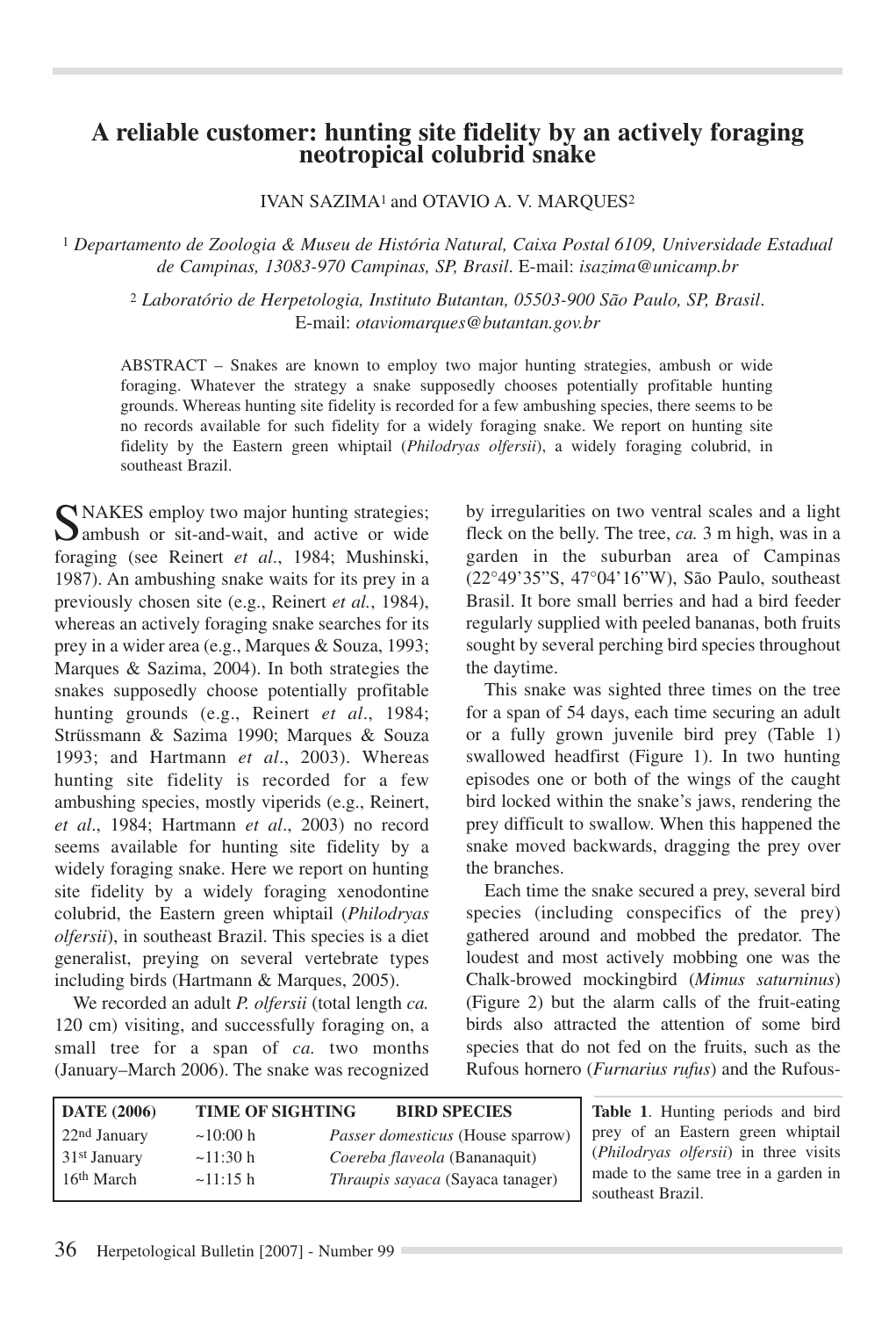# A reliable customer: hunting site fidelity by an actively foraging neotropical colubrid snake

IVAN SAZIMA[1] and OTAVIO A. V. MARQUES[2]

[1] *Departamento de Zoologia & Museu de História Natural, Caixa Postal 6109, Universidade Estadual de Campinas, 13083-970 Campinas, SP, Brasil*. E-mail: *isazima@unicamp.br*

[2] *Laboratório de Herpetologia, Instituto Butantan, 05503-900 São Paulo, SP, Brasil*. E-mail: *otaviomarques@butantan.gov.br*

ABSTRACT – Snakes are known to employ two major hunting strategies, ambush or wide foraging. Whatever the strategy a snake supposedly chooses potentially profitable hunting grounds. Whereas hunting site fidelity is recorded for a few ambushing species, there seems to be no records available for such fidelity for a widely foraging snake. We report on hunting site fidelity by the Eastern green whiptail (*Philodryas olfersii*), a widely foraging colubrid, in southeast Brazil.

SNAKES employ two major hunting strategies; ambush or sit-and-wait, and active or wide foraging (see Reinert *et al*., 1984; Mushinski, 1987). An ambushing snake waits for its prey in a previously chosen site (e.g., Reinert *et al.*, 1984), whereas an actively foraging snake searches for its prey in a wider area (e.g., Marques & Souza, 1993; Marques & Sazima, 2004). In both strategies the snakes supposedly choose potentially profitable hunting grounds (e.g., Reinert *et al*., 1984; Strüssmann & Sazima 1990; Marques & Souza 1993; and Hartmann *et al*., 2003). Whereas hunting site fidelity is recorded for a few ambushing species, mostly viperids (e.g., Reinert, *et al*., 1984; Hartmann *et al*., 2003) no record seems available for hunting site fidelity by a widely foraging snake. Here we report on hunting site fidelity by a widely foraging xenodontine colubrid, the Eastern green whiptail (*Philodryas olfersii*), in southeast Brazil. This species is a diet generalist, preying on several vertebrate types including birds (Hartmann & Marques, 2005).

We recorded an adult *P. olfersii* (total length *ca.* 120 cm) visiting, and successfully foraging on, a small tree for a span of *ca.* two months (January–March 2006). The snake was recognized by irregularities on two ventral scales and a light fleck on the belly. The tree, *ca.* 3 m high, was in a garden in the suburban area of Campinas (22°49'35"S, 47°04'16"W), São Paulo, southeast Brasil. It bore small berries and had a bird feeder regularly supplied with peeled bananas, both fruits sought by several perching bird species throughout the daytime.

This snake was sighted three times on the tree for a span of 54 days, each time securing an adult or a fully grown juvenile bird prey (Table 1) swallowed headfirst (Figure 1). In two hunting episodes one or both of the wings of the caught bird locked within the snake's jaws, rendering the prey difficult to swallow. When this happened the snake moved backwards, dragging the prey over the branches.

Each time the snake secured a prey, several bird species (including conspecifics of the prey) gathered around and mobbed the predator. The loudest and most actively mobbing one was the Chalk-browed mockingbird (*Mimus saturninus*) (Figure 2) but the alarm calls of the fruit-eating birds also attracted the attention of some bird species that do not fed on the fruits, such as the Rufous hornero (*Furnarius rufus*) and the Rufous-

| DATE (2006) | TIME OF SIGHTING | BIRD SPECIES |
|---|---|---|
| 22nd January | ~10:00 h | *Passer domesticus* (House sparrow) |
| 31st January | ~11:30 h | *Coereba flaveola* (Bananaquit) |
| 16th March | ~11:15 h | *Thraupis sayaca* (Sayaca tanager) |

**Table 1**. Hunting periods and bird prey of an Eastern green whiptail (*Philodryas olfersii*) in three visits made to the same tree in a garden in southeast Brazil.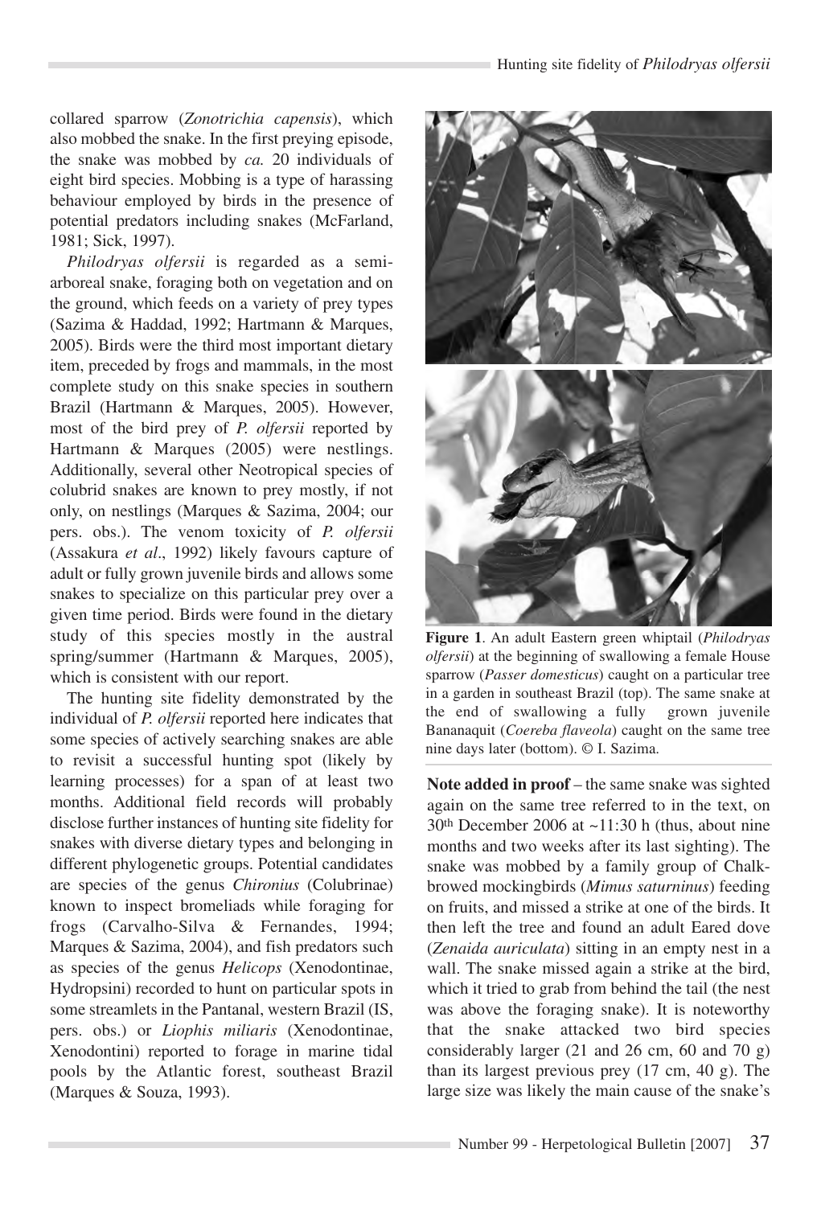collared sparrow (*Zonotrichia capensis*), which also mobbed the snake. In the first preying episode, the snake was mobbed by *ca.* 20 individuals of eight bird species. Mobbing is a type of harassing behaviour employed by birds in the presence of potential predators including snakes (McFarland, 1981; Sick, 1997).

*Philodryas olfersii* is regarded as a semi-arboreal snake, foraging both on vegetation and on the ground, which feeds on a variety of prey types (Sazima & Haddad, 1992; Hartmann & Marques, 2005). Birds were the third most important dietary item, preceded by frogs and mammals, in the most complete study on this snake species in southern Brazil (Hartmann & Marques, 2005). However, most of the bird prey of *P. olfersii* reported by Hartmann & Marques (2005) were nestlings. Additionally, several other Neotropical species of colubrid snakes are known to prey mostly, if not only, on nestlings (Marques & Sazima, 2004; our pers. obs.). The venom toxicity of *P. olfersii* (Assakura *et al*., 1992) likely favours capture of adult or fully grown juvenile birds and allows some snakes to specialize on this particular prey over a given time period. Birds were found in the dietary study of this species mostly in the austral spring/summer (Hartmann & Marques, 2005), which is consistent with our report.

The hunting site fidelity demonstrated by the individual of *P. olfersii* reported here indicates that some species of actively searching snakes are able to revisit a successful hunting spot (likely by learning processes) for a span of at least two months. Additional field records will probably disclose further instances of hunting site fidelity for snakes with diverse dietary types and belonging in different phylogenetic groups. Potential candidates are species of the genus *Chironius* (Colubrinae) known to inspect bromeliads while foraging for frogs (Carvalho-Silva & Fernandes, 1994; Marques & Sazima, 2004), and fish predators such as species of the genus *Helicops* (Xenodontinae, Hydropsini) recorded to hunt on particular spots in some streamlets in the Pantanal, western Brazil (IS, pers. obs.) or *Liophis miliaris* (Xenodontinae, Xenodontini) reported to forage in marine tidal pools by the Atlantic forest, southeast Brazil (Marques & Souza, 1993).

**Figure 1**. An adult Eastern green whiptail (*Philodryas olfersii*) at the beginning of swallowing a female House sparrow (*Passer domesticus*) caught on a particular tree in a garden in southeast Brazil (top). The same snake at the end of swallowing a fully grown juvenile Bananaquit (*Coereba flaveola*) caught on the same tree nine days later (bottom). © I. Sazima.

**Note added in proof** – the same snake was sighted again on the same tree referred to in the text, on 30th December 2006 at ~11:30 h (thus, about nine months and two weeks after its last sighting). The snake was mobbed by a family group of Chalk-browed mockingbirds (*Mimus saturninus*) feeding on fruits, and missed a strike at one of the birds. It then left the tree and found an adult Eared dove (*Zenaida auriculata*) sitting in an empty nest in a wall. The snake missed again a strike at the bird, which it tried to grab from behind the tail (the nest was above the foraging snake). It is noteworthy that the snake attacked two bird species considerably larger (21 and 26 cm, 60 and 70 g) than its largest previous prey (17 cm, 40 g). The large size was likely the main cause of the snake's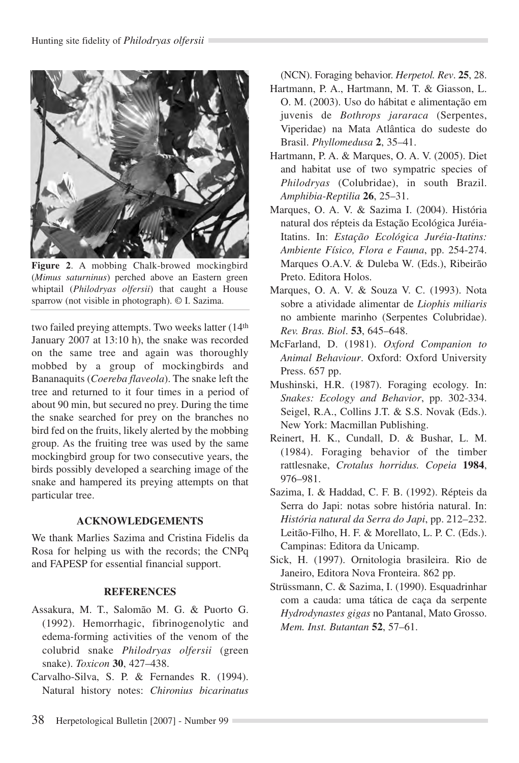**Figure 2**. A mobbing Chalk-browed mockingbird (*Mimus saturninus*) perched above an Eastern green whiptail (*Philodryas olfersii*) that caught a House sparrow (not visible in photograph). © I. Sazima.

two failed preying attempts. Two weeks latter (14th January 2007 at 13:10 h), the snake was recorded on the same tree and again was thoroughly mobbed by a group of mockingbirds and Bananaquits (*Coereba flaveola*). The snake left the tree and returned to it four times in a period of about 90 min, but secured no prey. During the time the snake searched for prey on the branches no bird fed on the fruits, likely alerted by the mobbing group. As the fruiting tree was used by the same mockingbird group for two consecutive years, the birds possibly developed a searching image of the snake and hampered its preying attempts on that particular tree.

## ACKNOWLEDGEMENTS

We thank Marlies Sazima and Cristina Fidelis da Rosa for helping us with the records; the CNPq and FAPESP for essential financial support.

## REFERENCES

Assakura, M. T., Salomão M. G. & Puorto G. (1992). Hemorrhagic, fibrinogenolytic and edema-forming activities of the venom of the colubrid snake *Philodryas olfersii* (green snake). *Toxicon* **30**, 427–438.

Carvalho-Silva, S. P. & Fernandes R. (1994). Natural history notes: *Chironius bicarinatus* (NCN). Foraging behavior. *Herpetol. Rev*. **25**, 28.

Hartmann, P. A., Hartmann, M. T. & Giasson, L. O. M. (2003). Uso do hábitat e alimentação em juvenis de *Bothrops jararaca* (Serpentes, Viperidae) na Mata Atlântica do sudeste do Brasil. *Phyllomedusa* **2**, 35–41.

Hartmann, P. A. & Marques, O. A. V. (2005). Diet and habitat use of two sympatric species of *Philodryas* (Colubridae), in south Brazil. *Amphibia-Reptilia* **26**, 25–31.

Marques, O. A. V. & Sazima I. (2004). História natural dos répteis da Estação Ecológica Juréia-Itatins. In: *Estação Ecológica Juréia-Itatins: Ambiente Físico, Flora e Fauna*, pp. 254-274. Marques O.A.V. & Duleba W. (Eds.), Ribeirão Preto. Editora Holos.

Marques, O. A. V. & Souza V. C. (1993). Nota sobre a atividade alimentar de *Liophis miliaris* no ambiente marinho (Serpentes Colubridae). *Rev. Bras. Biol*. **53**, 645–648.

McFarland, D. (1981). *Oxford Companion to Animal Behaviour*. Oxford: Oxford University Press. 657 pp.

Mushinski, H.R. (1987). Foraging ecology. In: *Snakes: Ecology and Behavior*, pp. 302-334. Seigel, R.A., Collins J.T. & S.S. Novak (Eds.). New York: Macmillan Publishing.

Reinert, H. K., Cundall, D. & Bushar, L. M. (1984). Foraging behavior of the timber rattlesnake, *Crotalus horridus. Copeia* **1984**, 976–981.

Sazima, I. & Haddad, C. F. B. (1992). Répteis da Serra do Japi: notas sobre história natural. In: *História natural da Serra do Japi*, pp. 212–232. Leitão-Filho, H. F. & Morellato, L. P. C. (Eds.). Campinas: Editora da Unicamp.

Sick, H. (1997). Ornitologia brasileira. Rio de Janeiro, Editora Nova Fronteira. 862 pp.

Strüssmann, C. & Sazima, I. (1990). Esquadrinhar com a cauda: uma tática de caça da serpente *Hydrodynastes gigas* no Pantanal, Mato Grosso. *Mem. Inst. Butantan* **52**, 57–61.